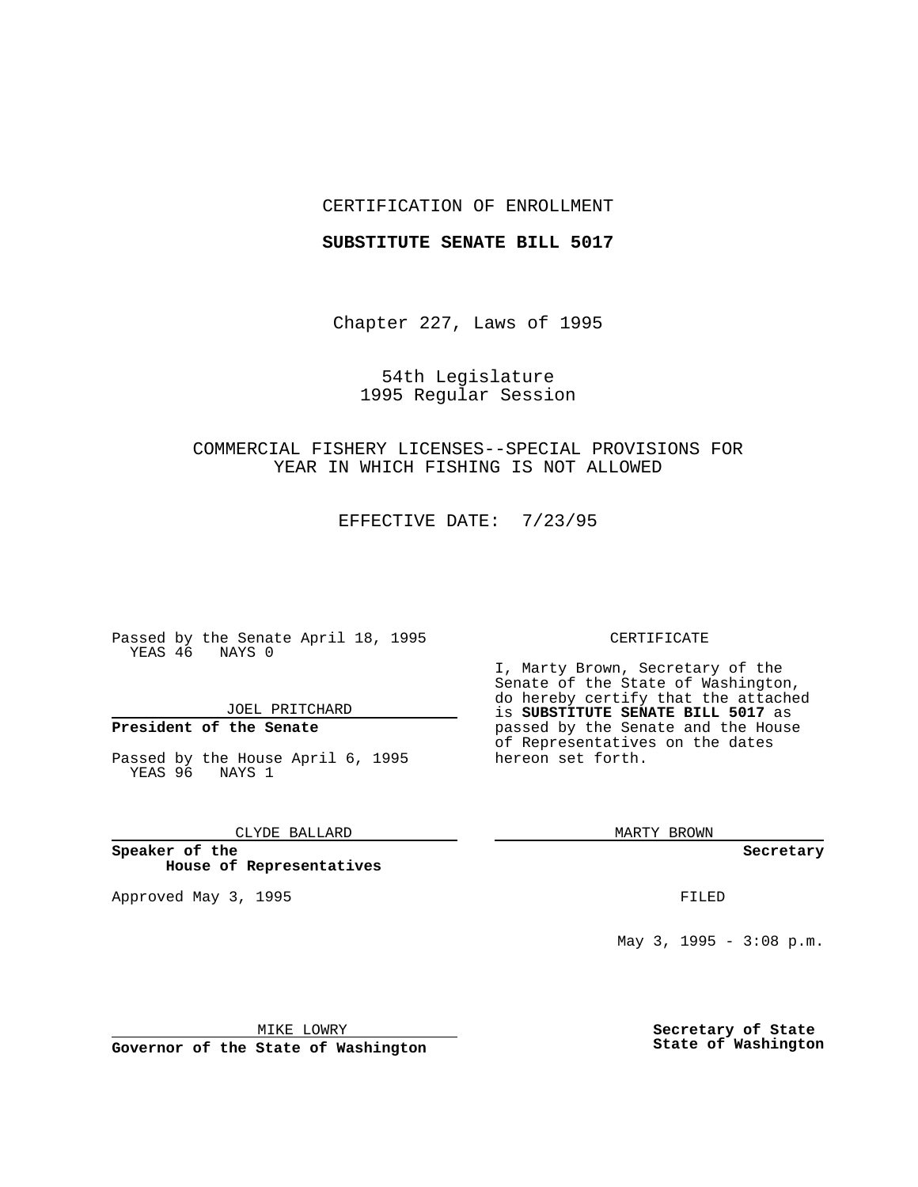CERTIFICATION OF ENROLLMENT

**SUBSTITUTE SENATE BILL 5017**

Chapter 227, Laws of 1995

54th Legislature
1995 Regular Session

COMMERCIAL FISHERY LICENSES--SPECIAL PROVISIONS FOR YEAR IN WHICH FISHING IS NOT ALLOWED

EFFECTIVE DATE: 7/23/95

Passed by the Senate April 18, 1995
YEAS 46 NAYS 0

JOEL PRITCHARD

**President of the Senate**

Passed by the House April 6, 1995
YEAS 96 NAYS 1

CLYDE BALLARD

**Speaker of the House of Representatives**

Approved May 3, 1995

MIKE LOWRY

**Governor of the State of Washington**

CERTIFICATE

I, Marty Brown, Secretary of the Senate of the State of Washington, do hereby certify that the attached is **SUBSTITUTE SENATE BILL 5017** as passed by the Senate and the House of Representatives on the dates hereon set forth.

MARTY BROWN

**Secretary**

FILED

May 3, 1995 - 3:08 p.m.

**Secretary of State**
**State of Washington**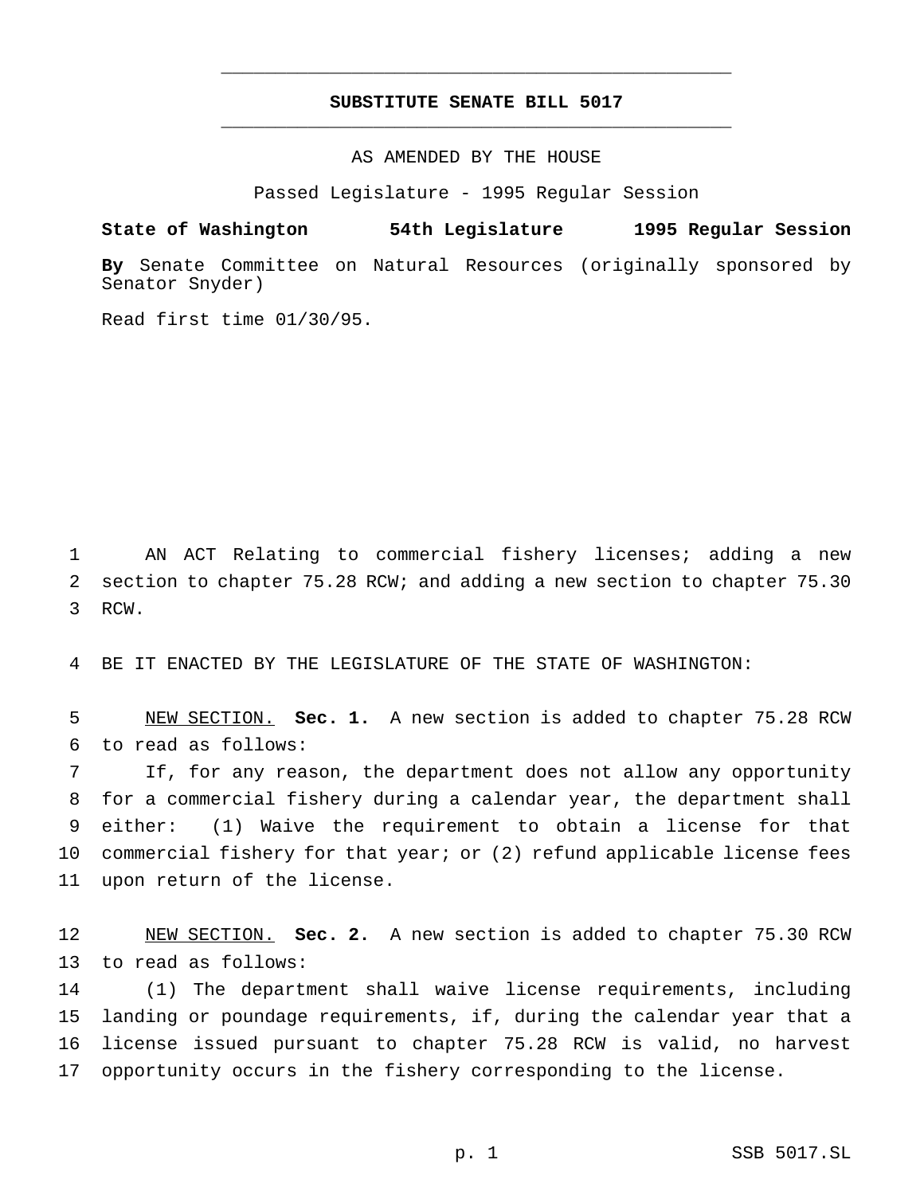# SUBSTITUTE SENATE BILL 5017

AS AMENDED BY THE HOUSE

Passed Legislature - 1995 Regular Session

**State of Washington 54th Legislature 1995 Regular Session**

**By** Senate Committee on Natural Resources (originally sponsored by Senator Snyder)

Read first time 01/30/95.

AN ACT Relating to commercial fishery licenses; adding a new section to chapter 75.28 RCW; and adding a new section to chapter 75.30 RCW.

BE IT ENACTED BY THE LEGISLATURE OF THE STATE OF WASHINGTON:

NEW SECTION. **Sec. 1.** A new section is added to chapter 75.28 RCW to read as follows:

If, for any reason, the department does not allow any opportunity for a commercial fishery during a calendar year, the department shall either: (1) Waive the requirement to obtain a license for that commercial fishery for that year; or (2) refund applicable license fees upon return of the license.

NEW SECTION. **Sec. 2.** A new section is added to chapter 75.30 RCW to read as follows:

(1) The department shall waive license requirements, including landing or poundage requirements, if, during the calendar year that a license issued pursuant to chapter 75.28 RCW is valid, no harvest opportunity occurs in the fishery corresponding to the license.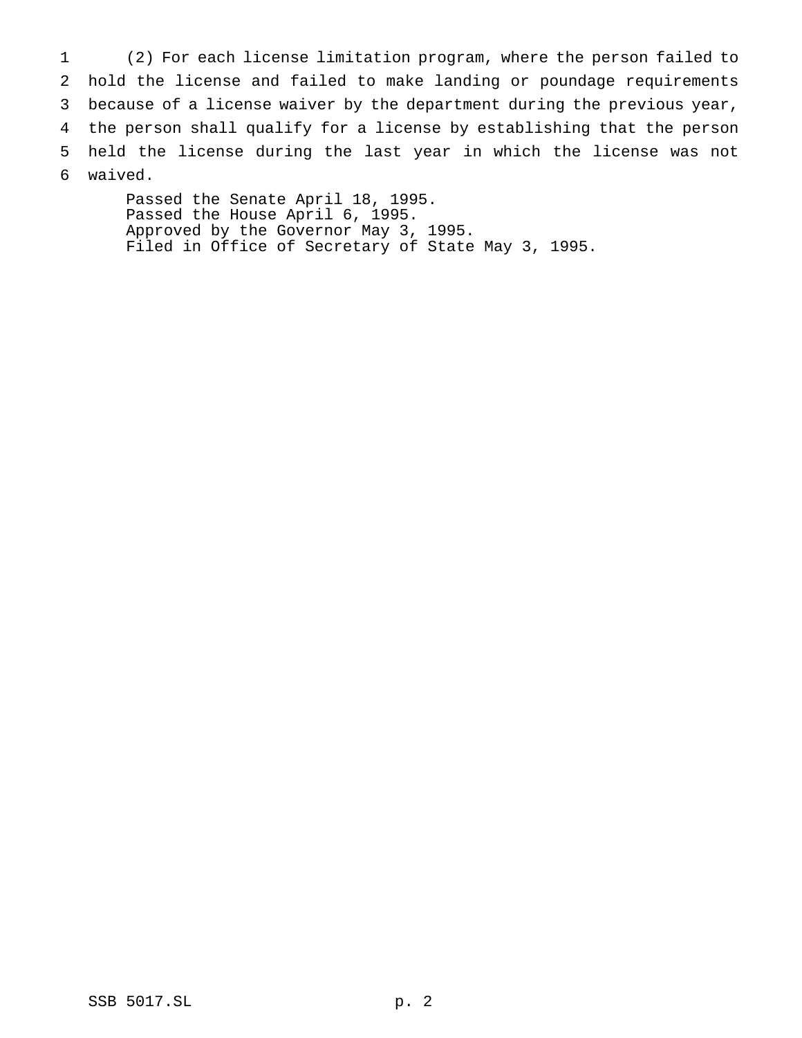(2) For each license limitation program, where the person failed to hold the license and failed to make landing or poundage requirements because of a license waiver by the department during the previous year, the person shall qualify for a license by establishing that the person held the license during the last year in which the license was not waived.

Passed the Senate April 18, 1995.
Passed the House April 6, 1995.
Approved by the Governor May 3, 1995.
Filed in Office of Secretary of State May 3, 1995.